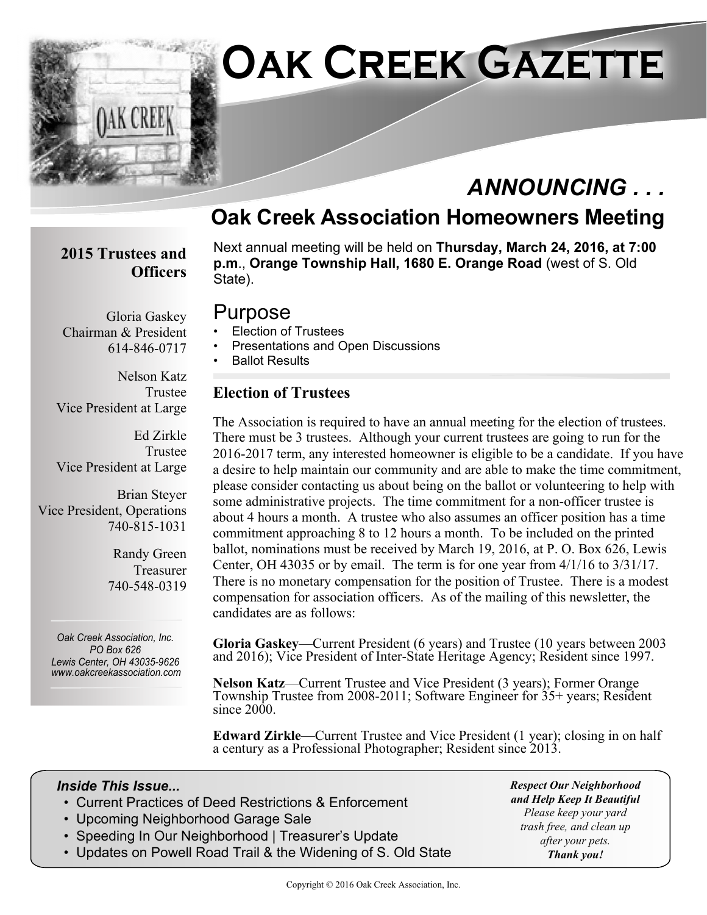# Oak Creek Gazette

## ANNOUNCING . . .

## Oak Creek Association Homeowners Meeting

Next annual meeting will be held on **Thursday, March 24, 2016, at 7:00 p.m**., **Orange Township Hall, 1680 E. Orange Road** (west of S. Old State).

## Purpose

- Election of Trustees
- Presentations and Open Discussions
- Ballot Results

### Election of Trustees

The Association is required to have an annual meeting for the election of trustees. There must be 3 trustees. Although your current trustees are going to run for the 2016-2017 term, any interested homeowner is eligible to be a candidate. If you have a desire to help maintain our community and are able to make the time commitment, please consider contacting us about being on the ballot or volunteering to help with some administrative projects. The time commitment for a non-officer trustee is about 4 hours a month. A trustee who also assumes an officer position has a time commitment approaching 8 to 12 hours a month. To be included on the printed ballot, nominations must be received by March 19, 2016, at P. O. Box 626, Lewis Center, OH 43035 or by email. The term is for one year from 4/1/16 to 3/31/17. There is no monetary compensation for the position of Trustee. There is a modest compensation for association officers. As of the mailing of this newsletter, the candidates are as follows:

**Gloria Gaskey**—Current President (6 years) and Trustee (10 years between 2003 and 2016); Vice President of Inter-State Heritage Agency; Resident since 1997.

**Nelson Katz**—Current Trustee and Vice President (3 years); Former Orange Township Trustee from 2008-2011; Software Engineer for 35+ years; Resident since 2000.

**Edward Zirkle**—Current Trustee and Vice President (1 year); closing in on half a century as a Professional Photographer; Resident since 2013.

### 2015 Trustees and Officers

Gloria Gaskey
Chairman & President
614-846-0717

Nelson Katz
Trustee
Vice President at Large

Ed Zirkle
Trustee
Vice President at Large

Brian Steyer
Vice President, Operations
740-815-1031

Randy Green
Treasurer
740-548-0319

*Oak Creek Association, Inc.*
*PO Box 626*
*Lewis Center, OH 43035-9626*
*www.oakcreekassociation.com*

***Inside This Issue...***

- Current Practices of Deed Restrictions & Enforcement
- Upcoming Neighborhood Garage Sale
- Speeding In Our Neighborhood | Treasurer's Update
- Updates on Powell Road Trail & the Widening of S. Old State

***Respect Our Neighborhood and Help Keep It Beautiful***
*Please keep your yard trash free, and clean up after your pets.*
***Thank you!***

Copyright © 2016 Oak Creek Association, Inc.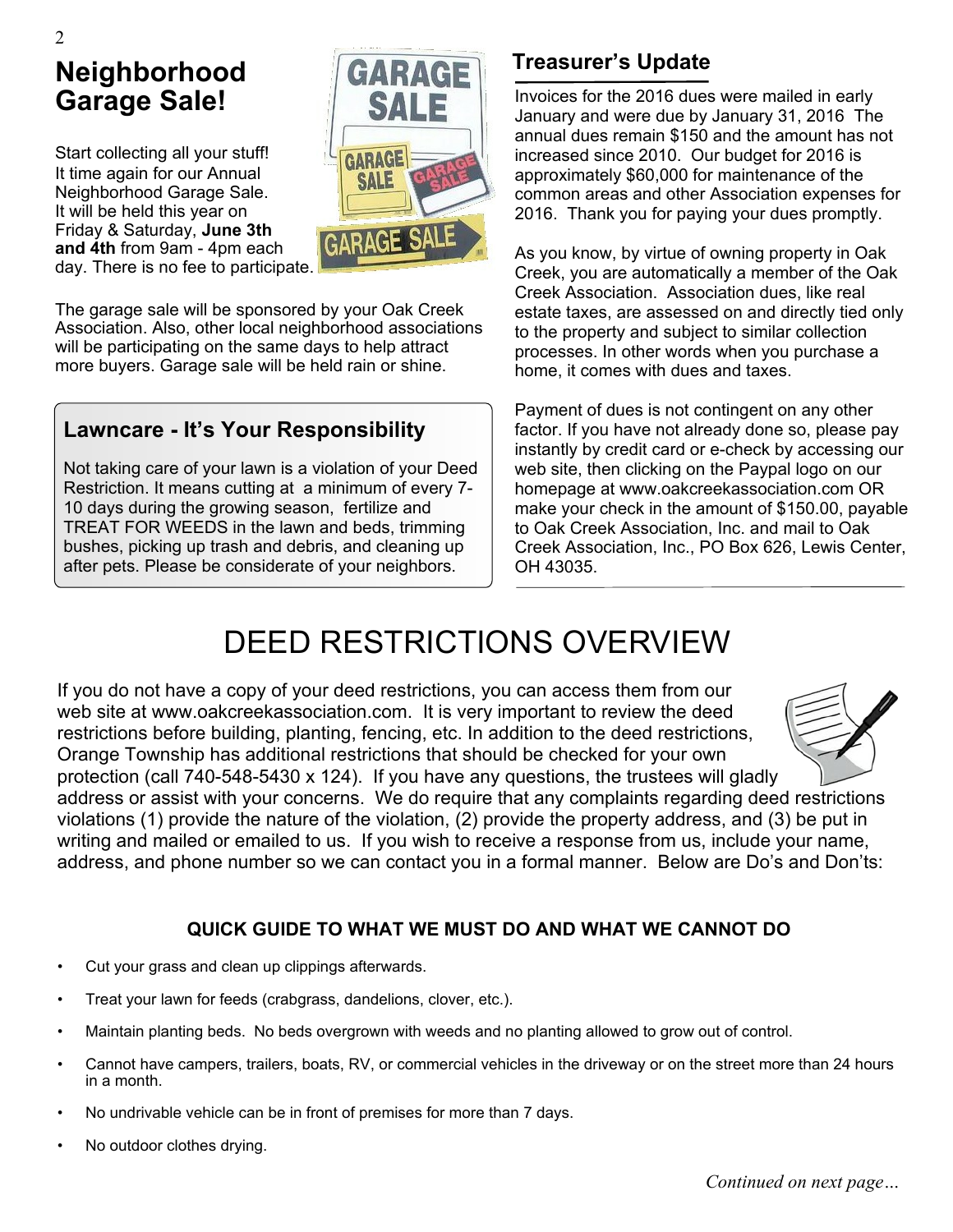## Neighborhood Garage Sale!

Start collecting all your stuff! It time again for our Annual Neighborhood Garage Sale. It will be held this year on Friday & Saturday, **June 3th and 4th** from 9am - 4pm each day. There is no fee to participate.

The garage sale will be sponsored by your Oak Creek Association. Also, other local neighborhood associations will be participating on the same days to help attract more buyers. Garage sale will be held rain or shine.

### Lawncare - It's Your Responsibility

Not taking care of your lawn is a violation of your Deed Restriction. It means cutting at a minimum of every 7-10 days during the growing season, fertilize and TREAT FOR WEEDS in the lawn and beds, trimming bushes, picking up trash and debris, and cleaning up after pets. Please be considerate of your neighbors.

## Treasurer's Update

Invoices for the 2016 dues were mailed in early January and were due by January 31, 2016 The annual dues remain $150 and the amount has not increased since 2010. Our budget for 2016 is approximately $60,000 for maintenance of the common areas and other Association expenses for 2016. Thank you for paying your dues promptly.

As you know, by virtue of owning property in Oak Creek, you are automatically a member of the Oak Creek Association. Association dues, like real estate taxes, are assessed on and directly tied only to the property and subject to similar collection processes. In other words when you purchase a home, it comes with dues and taxes.

Payment of dues is not contingent on any other factor. If you have not already done so, please pay instantly by credit card or e-check by accessing our web site, then clicking on the Paypal logo on our homepage at www.oakcreekassociation.com OR make your check in the amount of $150.00, payable to Oak Creek Association, Inc. and mail to Oak Creek Association, Inc., PO Box 626, Lewis Center, OH 43035.

# DEED RESTRICTIONS OVERVIEW

If you do not have a copy of your deed restrictions, you can access them from our web site at www.oakcreekassociation.com. It is very important to review the deed restrictions before building, planting, fencing, etc. In addition to the deed restrictions, Orange Township has additional restrictions that should be checked for your own protection (call 740-548-5430 x 124). If you have any questions, the trustees will gladly address or assist with your concerns. We do require that any complaints regarding deed restrictions violations (1) provide the nature of the violation, (2) provide the property address, and (3) be put in writing and mailed or emailed to us. If you wish to receive a response from us, include your name, address, and phone number so we can contact you in a formal manner. Below are Do's and Don'ts:

**QUICK GUIDE TO WHAT WE MUST DO AND WHAT WE CANNOT DO**

- Cut your grass and clean up clippings afterwards.
- Treat your lawn for feeds (crabgrass, dandelions, clover, etc.).
- Maintain planting beds. No beds overgrown with weeds and no planting allowed to grow out of control.
- Cannot have campers, trailers, boats, RV, or commercial vehicles in the driveway or on the street more than 24 hours in a month.
- No undrivable vehicle can be in front of premises for more than 7 days.
- No outdoor clothes drying.

*Continued on next page…*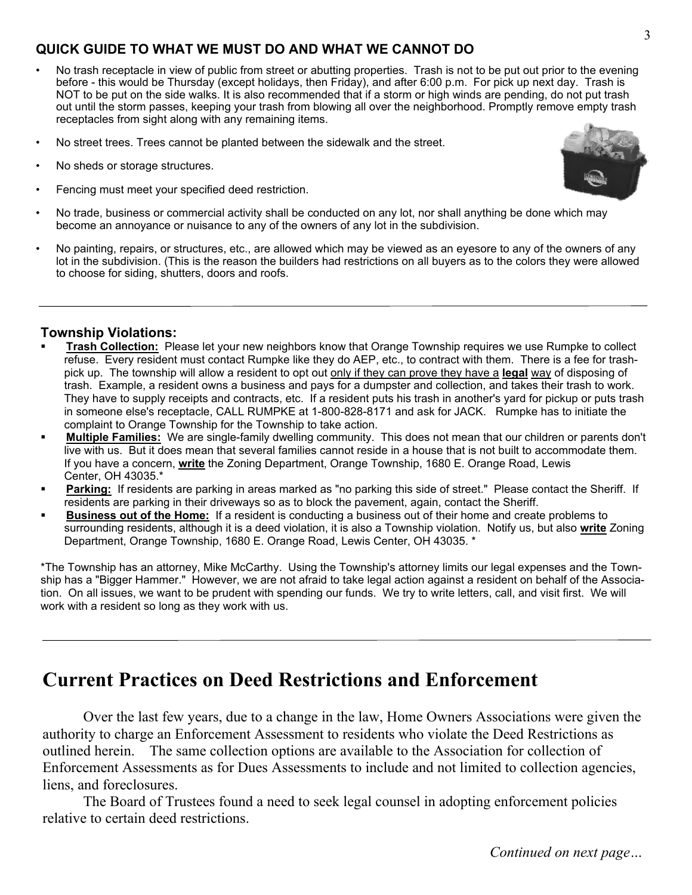### QUICK GUIDE TO WHAT WE MUST DO AND WHAT WE CANNOT DO

- No trash receptacle in view of public from street or abutting properties. Trash is not to be put out prior to the evening before - this would be Thursday (except holidays, then Friday), and after 6:00 p.m. For pick up next day. Trash is NOT to be put on the side walks. It is also recommended that if a storm or high winds are pending, do not put trash out until the storm passes, keeping your trash from blowing all over the neighborhood. Promptly remove empty trash receptacles from sight along with any remaining items.
- No street trees. Trees cannot be planted between the sidewalk and the street.
- No sheds or storage structures.
- Fencing must meet your specified deed restriction.
- No trade, business or commercial activity shall be conducted on any lot, nor shall anything be done which may become an annoyance or nuisance to any of the owners of any lot in the subdivision.
- No painting, repairs, or structures, etc., are allowed which may be viewed as an eyesore to any of the owners of any lot in the subdivision. (This is the reason the builders had restrictions on all buyers as to the colors they were allowed to choose for siding, shutters, doors and roofs.

---

### Township Violations:

- **Trash Collection:** Please let your new neighbors know that Orange Township requires we use Rumpke to collect refuse. Every resident must contact Rumpke like they do AEP, etc., to contract with them. There is a fee for trash-pick up. The township will allow a resident to opt out only if they can prove they have a **legal** way of disposing of trash. Example, a resident owns a business and pays for a dumpster and collection, and takes their trash to work. They have to supply receipts and contracts, etc. If a resident puts his trash in another's yard for pickup or puts trash in someone else's receptacle, CALL RUMPKE at 1-800-828-8171 and ask for JACK. Rumpke has to initiate the complaint to Orange Township for the Township to take action.
- **Multiple Families:** We are single-family dwelling community. This does not mean that our children or parents don't live with us. But it does mean that several families cannot reside in a house that is not built to accommodate them. If you have a concern, **write** the Zoning Department, Orange Township, 1680 E. Orange Road, Lewis Center, OH 43035.*
- **Parking:** If residents are parking in areas marked as "no parking this side of street." Please contact the Sheriff. If residents are parking in their driveways so as to block the pavement, again, contact the Sheriff.
- **Business out of the Home:** If a resident is conducting a business out of their home and create problems to surrounding residents, although it is a deed violation, it is also a Township violation. Notify us, but also **write** Zoning Department, Orange Township, 1680 E. Orange Road, Lewis Center, OH 43035. *

*The Township has an attorney, Mike McCarthy. Using the Township's attorney limits our legal expenses and the Township has a "Bigger Hammer." However, we are not afraid to take legal action against a resident on behalf of the Association. On all issues, we want to be prudent with spending our funds. We try to write letters, call, and visit first. We will work with a resident so long as they work with us.

---

# Current Practices on Deed Restrictions and Enforcement

Over the last few years, due to a change in the law, Home Owners Associations were given the authority to charge an Enforcement Assessment to residents who violate the Deed Restrictions as outlined herein. The same collection options are available to the Association for collection of Enforcement Assessments as for Dues Assessments to include and not limited to collection agencies, liens, and foreclosures.

The Board of Trustees found a need to seek legal counsel in adopting enforcement policies relative to certain deed restrictions.

*Continued on next page…*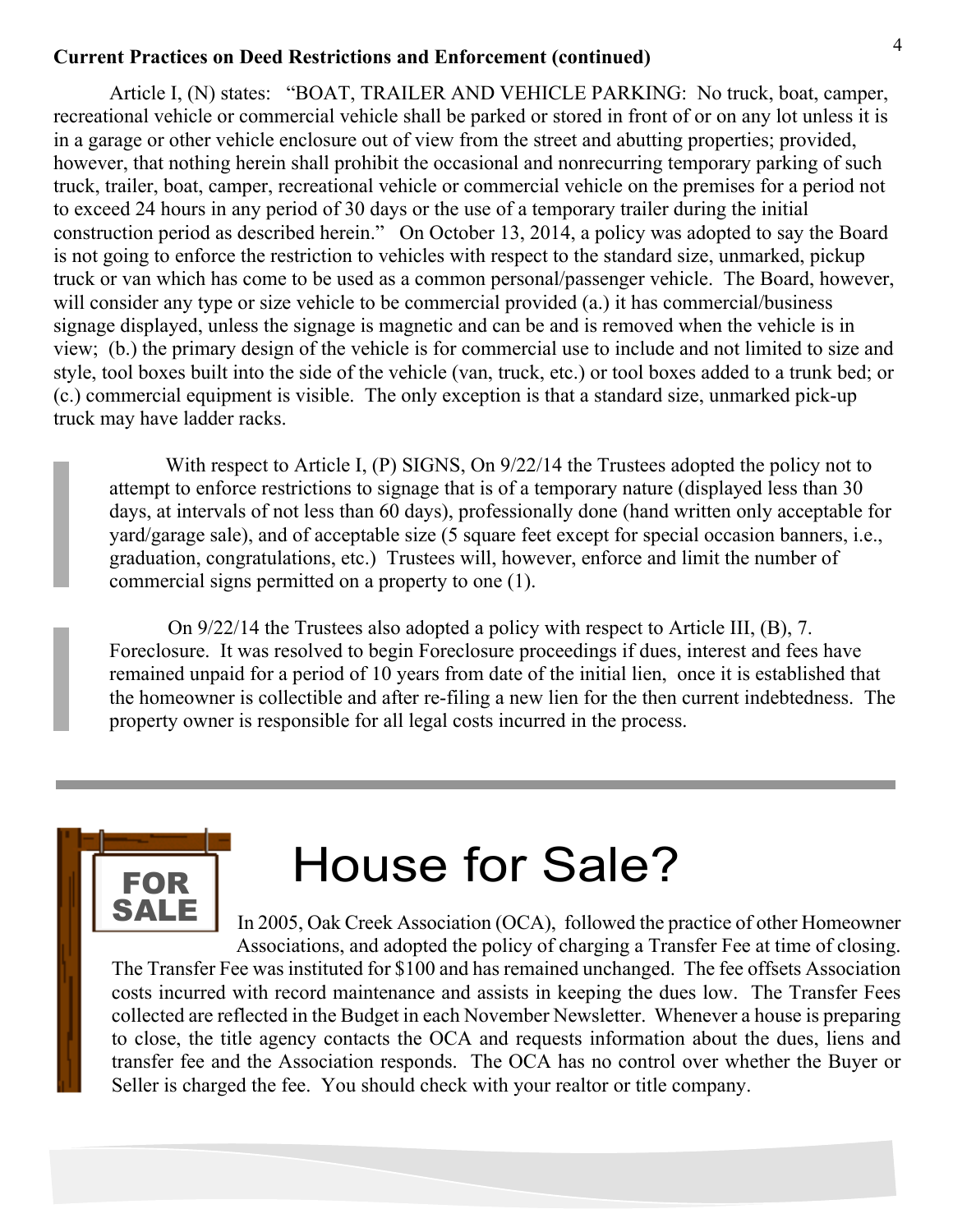**Current Practices on Deed Restrictions and Enforcement (continued)**

Article I, (N) states: "BOAT, TRAILER AND VEHICLE PARKING: No truck, boat, camper, recreational vehicle or commercial vehicle shall be parked or stored in front of or on any lot unless it is in a garage or other vehicle enclosure out of view from the street and abutting properties; provided, however, that nothing herein shall prohibit the occasional and nonrecurring temporary parking of such truck, trailer, boat, camper, recreational vehicle or commercial vehicle on the premises for a period not to exceed 24 hours in any period of 30 days or the use of a temporary trailer during the initial construction period as described herein." On October 13, 2014, a policy was adopted to say the Board is not going to enforce the restriction to vehicles with respect to the standard size, unmarked, pickup truck or van which has come to be used as a common personal/passenger vehicle. The Board, however, will consider any type or size vehicle to be commercial provided (a.) it has commercial/business signage displayed, unless the signage is magnetic and can be and is removed when the vehicle is in view; (b.) the primary design of the vehicle is for commercial use to include and not limited to size and style, tool boxes built into the side of the vehicle (van, truck, etc.) or tool boxes added to a trunk bed; or (c.) commercial equipment is visible. The only exception is that a standard size, unmarked pick-up truck may have ladder racks.

With respect to Article I, (P) SIGNS, On 9/22/14 the Trustees adopted the policy not to attempt to enforce restrictions to signage that is of a temporary nature (displayed less than 30 days, at intervals of not less than 60 days), professionally done (hand written only acceptable for yard/garage sale), and of acceptable size (5 square feet except for special occasion banners, i.e., graduation, congratulations, etc.) Trustees will, however, enforce and limit the number of commercial signs permitted on a property to one (1).

On 9/22/14 the Trustees also adopted a policy with respect to Article III, (B), 7. Foreclosure. It was resolved to begin Foreclosure proceedings if dues, interest and fees have remained unpaid for a period of 10 years from date of the initial lien, once it is established that the homeowner is collectible and after re-filing a new lien for the then current indebtedness. The property owner is responsible for all legal costs incurred in the process.

---

# House for Sale?

In 2005, Oak Creek Association (OCA), followed the practice of other Homeowner Associations, and adopted the policy of charging a Transfer Fee at time of closing. The Transfer Fee was instituted for $100 and has remained unchanged. The fee offsets Association costs incurred with record maintenance and assists in keeping the dues low. The Transfer Fees collected are reflected in the Budget in each November Newsletter. Whenever a house is preparing to close, the title agency contacts the OCA and requests information about the dues, liens and transfer fee and the Association responds. The OCA has no control over whether the Buyer or Seller is charged the fee. You should check with your realtor or title company.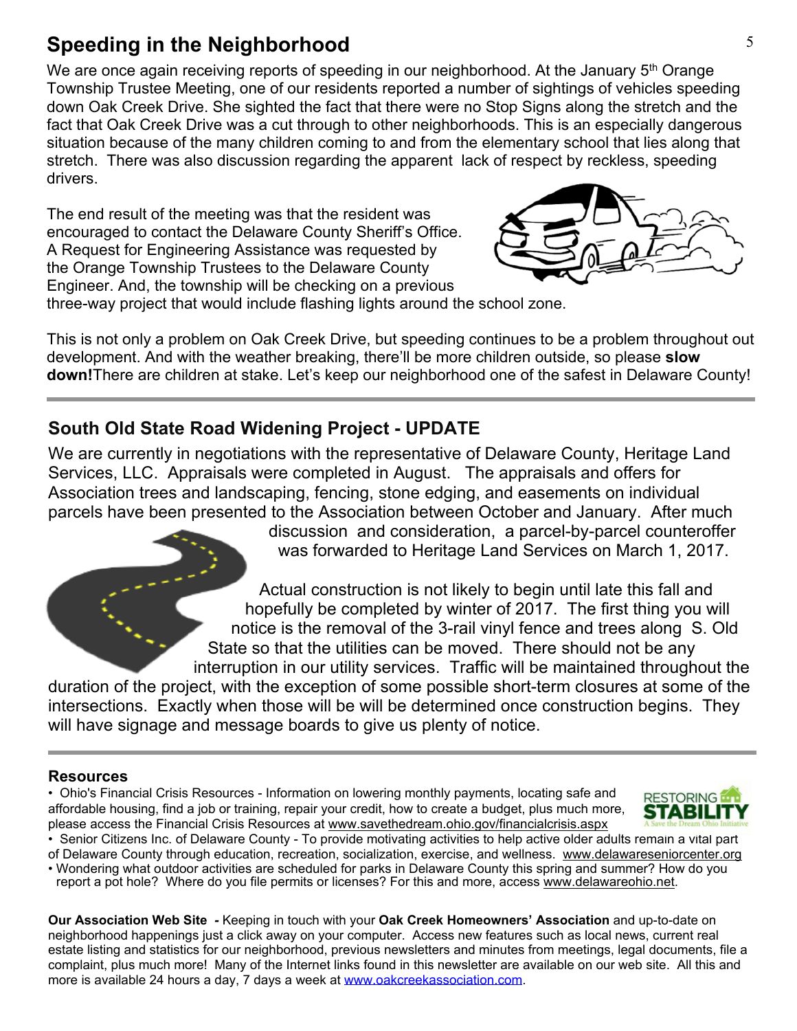## Speeding in the Neighborhood

We are once again receiving reports of speeding in our neighborhood. At the January 5th Orange Township Trustee Meeting, one of our residents reported a number of sightings of vehicles speeding down Oak Creek Drive. She sighted the fact that there were no Stop Signs along the stretch and the fact that Oak Creek Drive was a cut through to other neighborhoods. This is an especially dangerous situation because of the many children coming to and from the elementary school that lies along that stretch. There was also discussion regarding the apparent lack of respect by reckless, speeding drivers.

The end result of the meeting was that the resident was encouraged to contact the Delaware County Sheriff's Office. A Request for Engineering Assistance was requested by the Orange Township Trustees to the Delaware County Engineer. And, the township will be checking on a previous three-way project that would include flashing lights around the school zone.

This is not only a problem on Oak Creek Drive, but speeding continues to be a problem throughout out development. And with the weather breaking, there'll be more children outside, so please **slow down!**There are children at stake. Let's keep our neighborhood one of the safest in Delaware County!

## South Old State Road Widening Project - UPDATE

We are currently in negotiations with the representative of Delaware County, Heritage Land Services, LLC. Appraisals were completed in August. The appraisals and offers for Association trees and landscaping, fencing, stone edging, and easements on individual parcels have been presented to the Association between October and January. After much discussion and consideration, a parcel-by-parcel counteroffer was forwarded to Heritage Land Services on March 1, 2017.

Actual construction is not likely to begin until late this fall and hopefully be completed by winter of 2017. The first thing you will notice is the removal of the 3-rail vinyl fence and trees along S. Old State so that the utilities can be moved. There should not be any interruption in our utility services. Traffic will be maintained throughout the duration of the project, with the exception of some possible short-term closures at some of the intersections. Exactly when those will be will be determined once construction begins. They will have signage and message boards to give us plenty of notice.

### Resources

- Ohio's Financial Crisis Resources - Information on lowering monthly payments, locating safe and affordable housing, find a job or training, repair your credit, how to create a budget, plus much more, please access the Financial Crisis Resources at www.savethedream.ohio.gov/financialcrisis.aspx
- Senior Citizens Inc. of Delaware County - To provide motivating activities to help active older adults remain a vital part of Delaware County through education, recreation, socialization, exercise, and wellness. www.delawareseniorcenter.org
- Wondering what outdoor activities are scheduled for parks in Delaware County this spring and summer? How do you report a pot hole? Where do you file permits or licenses? For this and more, access www.delawareohio.net.

**Our Association Web Site -** Keeping in touch with your **Oak Creek Homeowners' Association** and up-to-date on neighborhood happenings just a click away on your computer. Access new features such as local news, current real estate listing and statistics for our neighborhood, previous newsletters and minutes from meetings, legal documents, file a complaint, plus much more! Many of the Internet links found in this newsletter are available on our web site. All this and more is available 24 hours a day, 7 days a week at www.oakcreekassociation.com.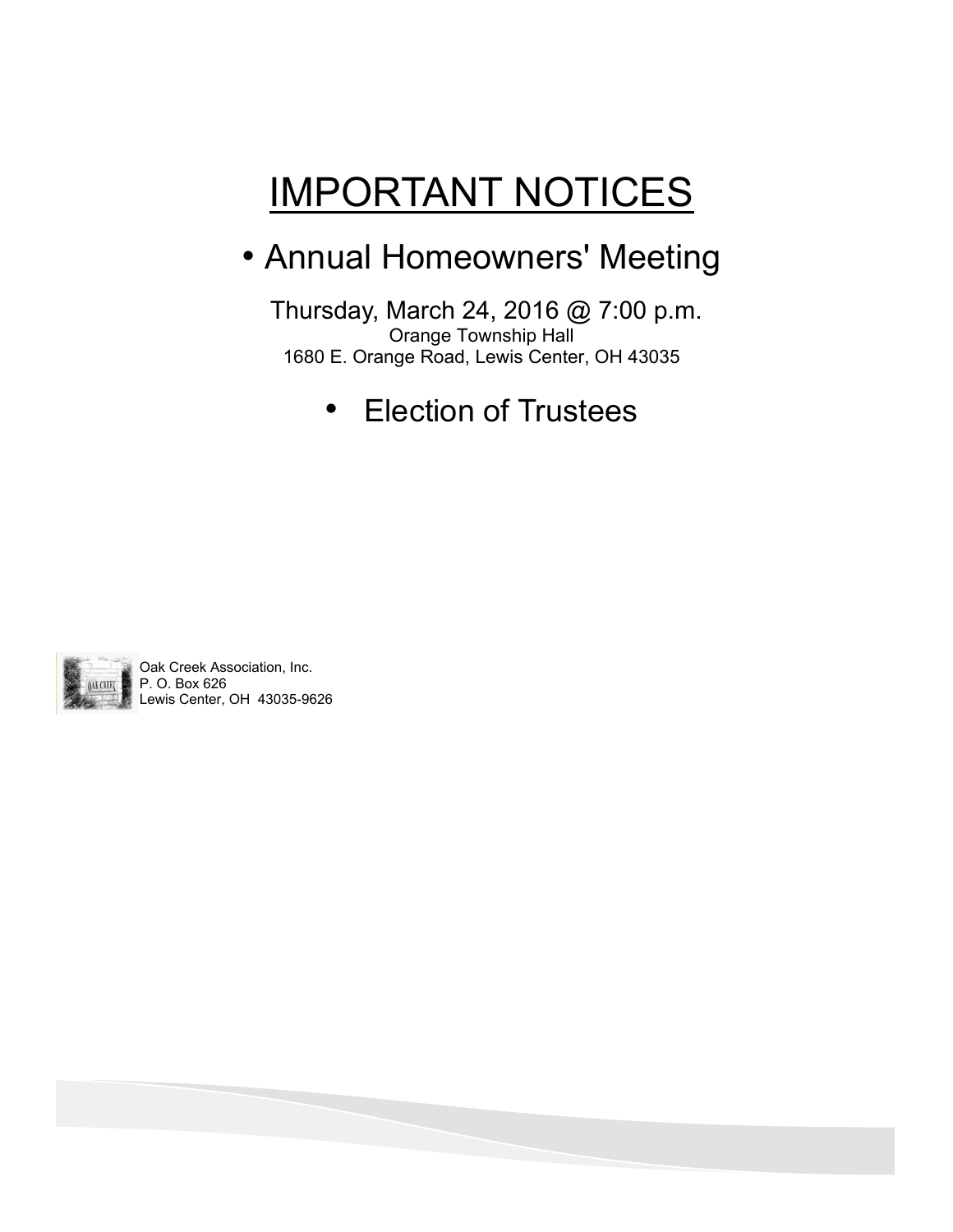# IMPORTANT NOTICES

- Annual Homeowners' Meeting

Thursday, March 24, 2016 @ 7:00 p.m.
Orange Township Hall
1680 E. Orange Road, Lewis Center, OH 43035

- Election of Trustees

Oak Creek Association, Inc.
P. O. Box 626
Lewis Center, OH 43035-9626